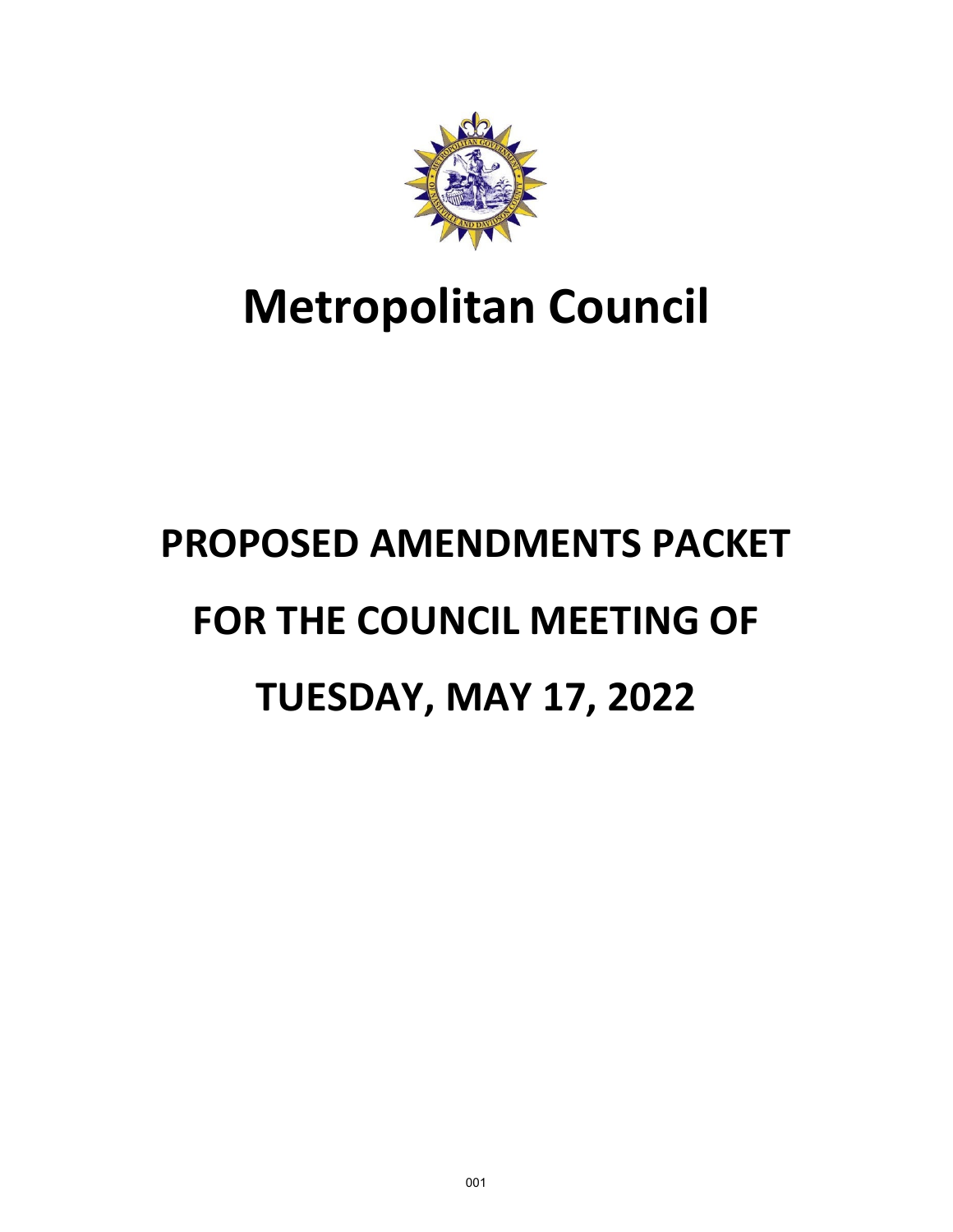# Metropolitan Council

## PROPOSED AMENDMENTS PACKET

## FOR THE COUNCIL MEETING OF

## TUESDAY, MAY 17, 2022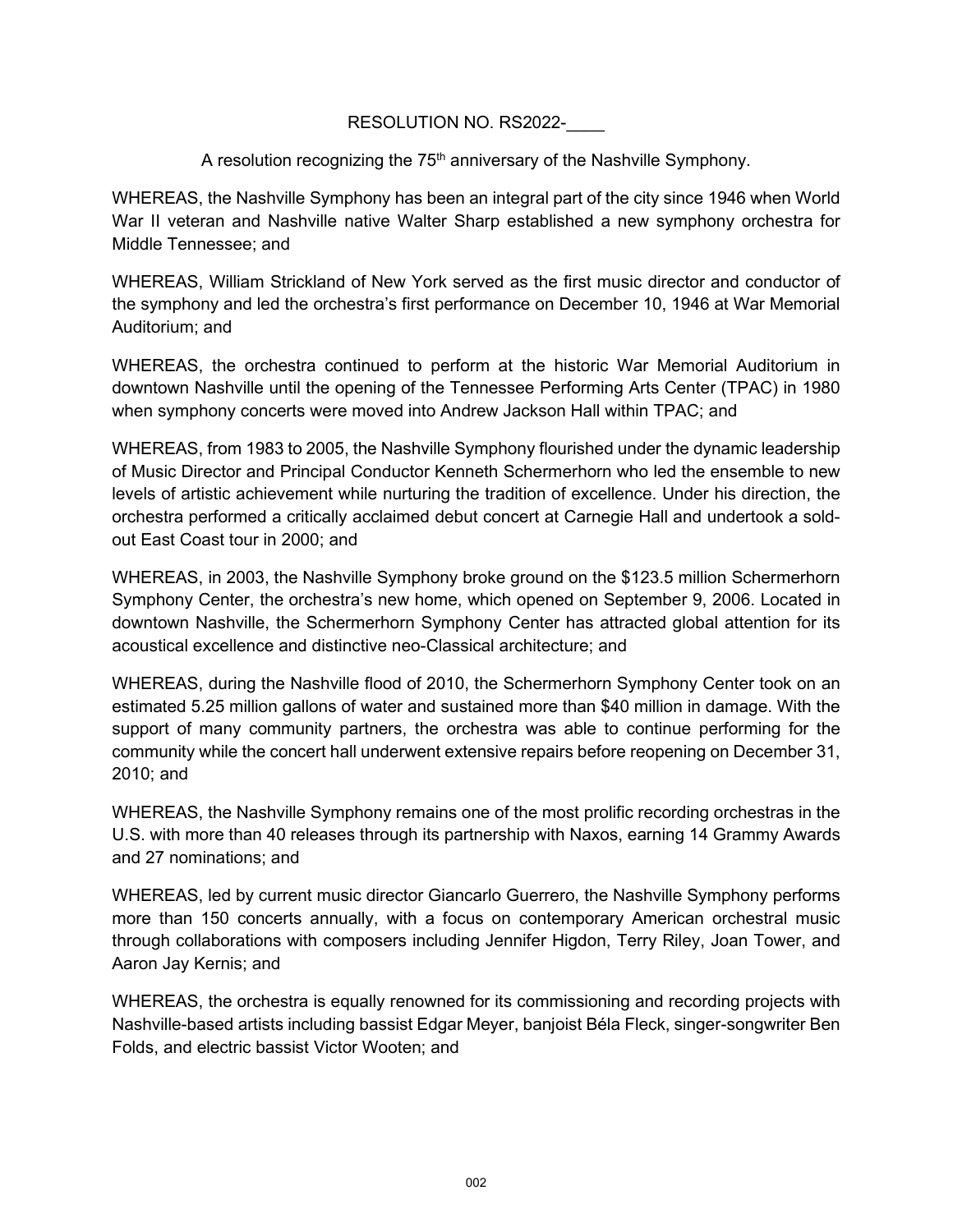RESOLUTION NO. RS2022-____

A resolution recognizing the 75th anniversary of the Nashville Symphony.

WHEREAS, the Nashville Symphony has been an integral part of the city since 1946 when World War II veteran and Nashville native Walter Sharp established a new symphony orchestra for Middle Tennessee; and

WHEREAS, William Strickland of New York served as the first music director and conductor of the symphony and led the orchestra's first performance on December 10, 1946 at War Memorial Auditorium; and

WHEREAS, the orchestra continued to perform at the historic War Memorial Auditorium in downtown Nashville until the opening of the Tennessee Performing Arts Center (TPAC) in 1980 when symphony concerts were moved into Andrew Jackson Hall within TPAC; and

WHEREAS, from 1983 to 2005, the Nashville Symphony flourished under the dynamic leadership of Music Director and Principal Conductor Kenneth Schermerhorn who led the ensemble to new levels of artistic achievement while nurturing the tradition of excellence. Under his direction, the orchestra performed a critically acclaimed debut concert at Carnegie Hall and undertook a sold-out East Coast tour in 2000; and

WHEREAS, in 2003, the Nashville Symphony broke ground on the $123.5 million Schermerhorn Symphony Center, the orchestra's new home, which opened on September 9, 2006. Located in downtown Nashville, the Schermerhorn Symphony Center has attracted global attention for its acoustical excellence and distinctive neo-Classical architecture; and

WHEREAS, during the Nashville flood of 2010, the Schermerhorn Symphony Center took on an estimated 5.25 million gallons of water and sustained more than $40 million in damage. With the support of many community partners, the orchestra was able to continue performing for the community while the concert hall underwent extensive repairs before reopening on December 31, 2010; and

WHEREAS, the Nashville Symphony remains one of the most prolific recording orchestras in the U.S. with more than 40 releases through its partnership with Naxos, earning 14 Grammy Awards and 27 nominations; and

WHEREAS, led by current music director Giancarlo Guerrero, the Nashville Symphony performs more than 150 concerts annually, with a focus on contemporary American orchestral music through collaborations with composers including Jennifer Higdon, Terry Riley, Joan Tower, and Aaron Jay Kernis; and

WHEREAS, the orchestra is equally renowned for its commissioning and recording projects with Nashville-based artists including bassist Edgar Meyer, banjoist Béla Fleck, singer-songwriter Ben Folds, and electric bassist Victor Wooten; and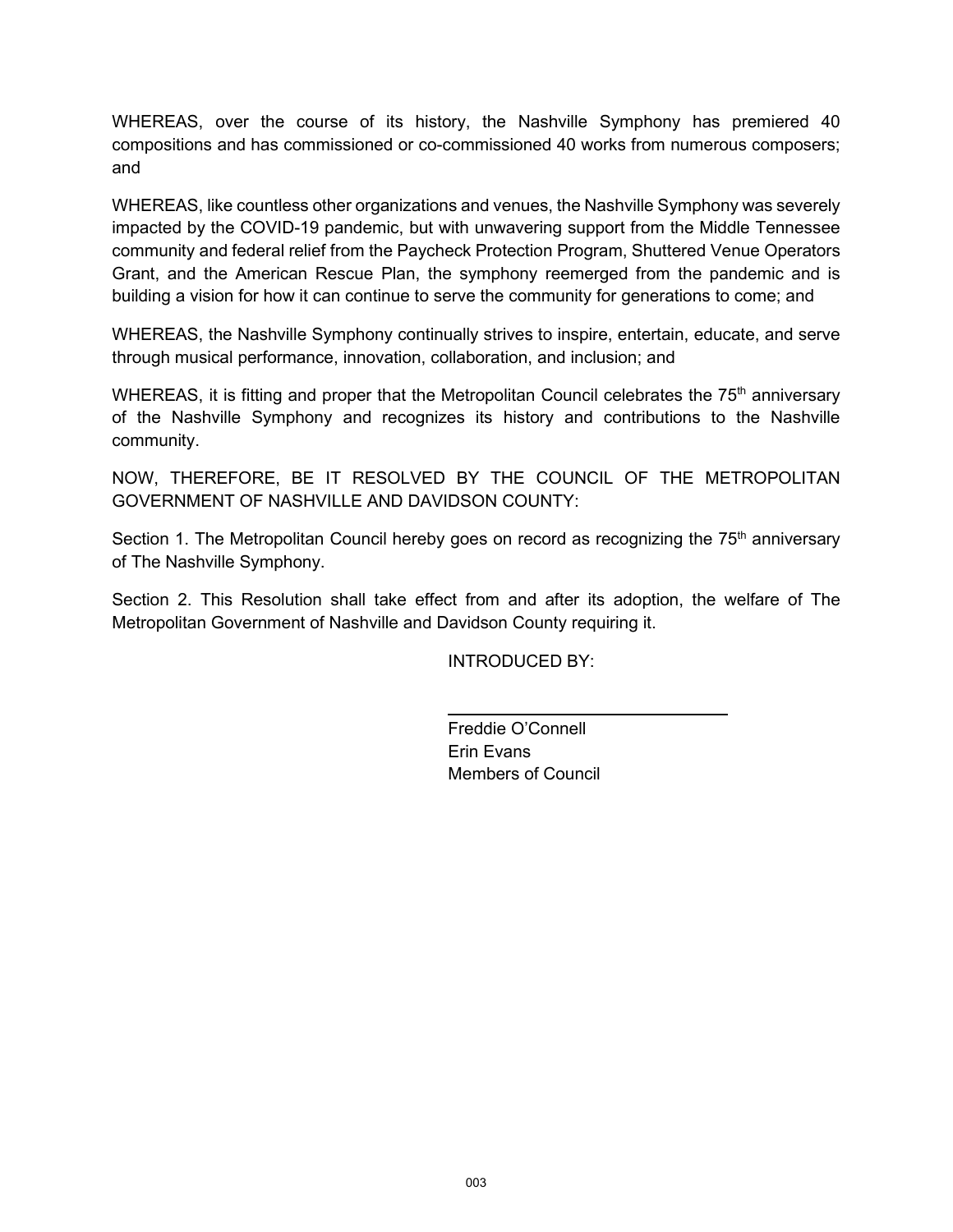WHEREAS, over the course of its history, the Nashville Symphony has premiered 40 compositions and has commissioned or co-commissioned 40 works from numerous composers; and

WHEREAS, like countless other organizations and venues, the Nashville Symphony was severely impacted by the COVID-19 pandemic, but with unwavering support from the Middle Tennessee community and federal relief from the Paycheck Protection Program, Shuttered Venue Operators Grant, and the American Rescue Plan, the symphony reemerged from the pandemic and is building a vision for how it can continue to serve the community for generations to come; and

WHEREAS, the Nashville Symphony continually strives to inspire, entertain, educate, and serve through musical performance, innovation, collaboration, and inclusion; and

WHEREAS, it is fitting and proper that the Metropolitan Council celebrates the 75th anniversary of the Nashville Symphony and recognizes its history and contributions to the Nashville community.

NOW, THEREFORE, BE IT RESOLVED BY THE COUNCIL OF THE METROPOLITAN GOVERNMENT OF NASHVILLE AND DAVIDSON COUNTY:

Section 1. The Metropolitan Council hereby goes on record as recognizing the 75th anniversary of The Nashville Symphony.

Section 2. This Resolution shall take effect from and after its adoption, the welfare of The Metropolitan Government of Nashville and Davidson County requiring it.

INTRODUCED BY:

\_\_\_\_\_\_\_\_\_\_\_\_\_\_\_\_\_\_\_\_\_\_\_\_\_\_\_\_\_\_

Freddie O'Connell
Erin Evans
Members of Council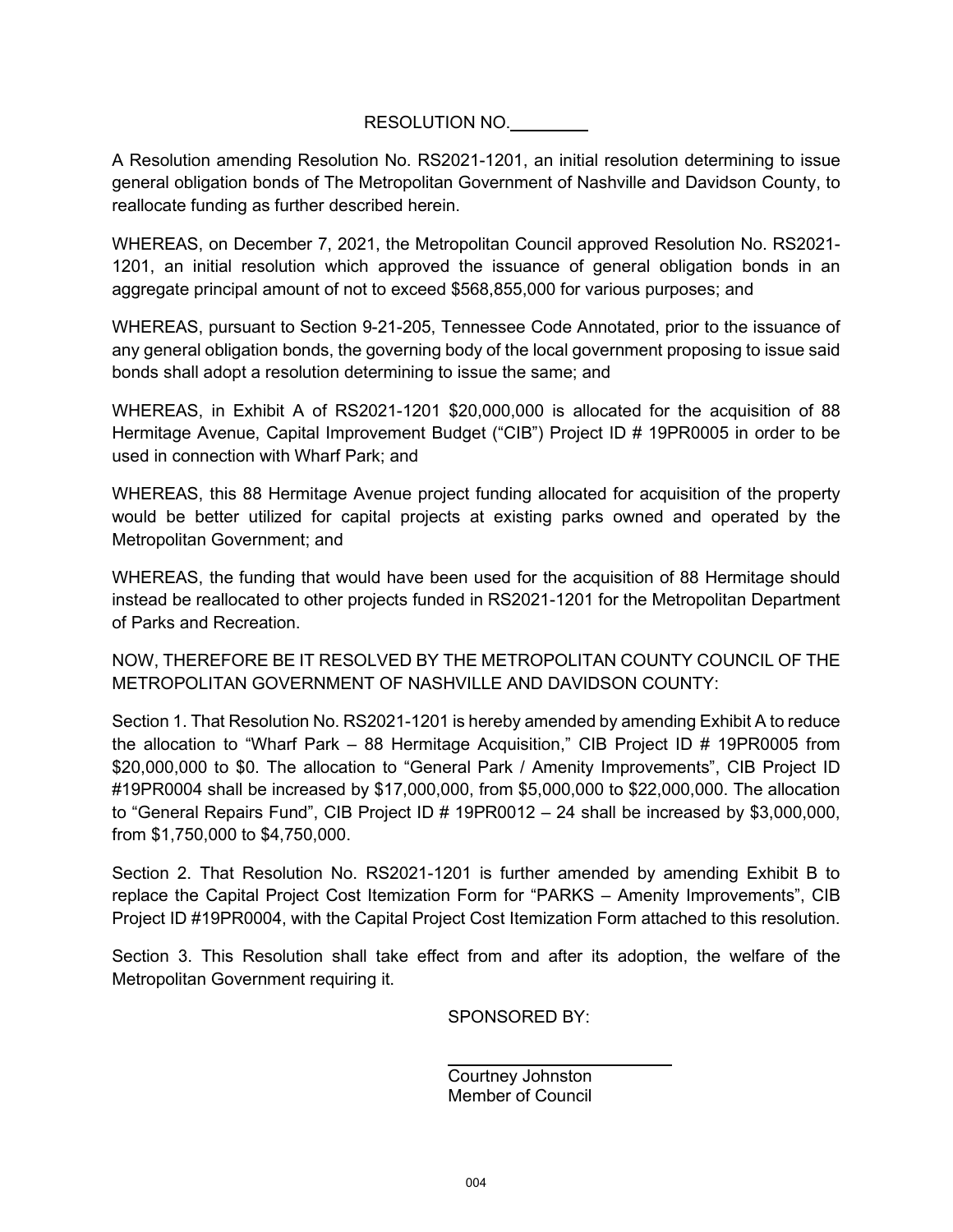RESOLUTION NO.________

A Resolution amending Resolution No. RS2021-1201, an initial resolution determining to issue general obligation bonds of The Metropolitan Government of Nashville and Davidson County, to reallocate funding as further described herein.

WHEREAS, on December 7, 2021, the Metropolitan Council approved Resolution No. RS2021-1201, an initial resolution which approved the issuance of general obligation bonds in an aggregate principal amount of not to exceed $568,855,000 for various purposes; and

WHEREAS, pursuant to Section 9-21-205, Tennessee Code Annotated, prior to the issuance of any general obligation bonds, the governing body of the local government proposing to issue said bonds shall adopt a resolution determining to issue the same; and

WHEREAS, in Exhibit A of RS2021-1201 $20,000,000 is allocated for the acquisition of 88 Hermitage Avenue, Capital Improvement Budget ("CIB") Project ID # 19PR0005 in order to be used in connection with Wharf Park; and

WHEREAS, this 88 Hermitage Avenue project funding allocated for acquisition of the property would be better utilized for capital projects at existing parks owned and operated by the Metropolitan Government; and

WHEREAS, the funding that would have been used for the acquisition of 88 Hermitage should instead be reallocated to other projects funded in RS2021-1201 for the Metropolitan Department of Parks and Recreation.

NOW, THEREFORE BE IT RESOLVED BY THE METROPOLITAN COUNTY COUNCIL OF THE METROPOLITAN GOVERNMENT OF NASHVILLE AND DAVIDSON COUNTY:

Section 1. That Resolution No. RS2021-1201 is hereby amended by amending Exhibit A to reduce the allocation to "Wharf Park – 88 Hermitage Acquisition," CIB Project ID # 19PR0005 from $20,000,000 to $0. The allocation to "General Park / Amenity Improvements", CIB Project ID #19PR0004 shall be increased by $17,000,000, from $5,000,000 to $22,000,000. The allocation to "General Repairs Fund", CIB Project ID # 19PR0012 – 24 shall be increased by $3,000,000, from $1,750,000 to $4,750,000.

Section 2. That Resolution No. RS2021-1201 is further amended by amending Exhibit B to replace the Capital Project Cost Itemization Form for "PARKS – Amenity Improvements", CIB Project ID #19PR0004, with the Capital Project Cost Itemization Form attached to this resolution.

Section 3. This Resolution shall take effect from and after its adoption, the welfare of the Metropolitan Government requiring it.

SPONSORED BY:

________________________
Courtney Johnston
Member of Council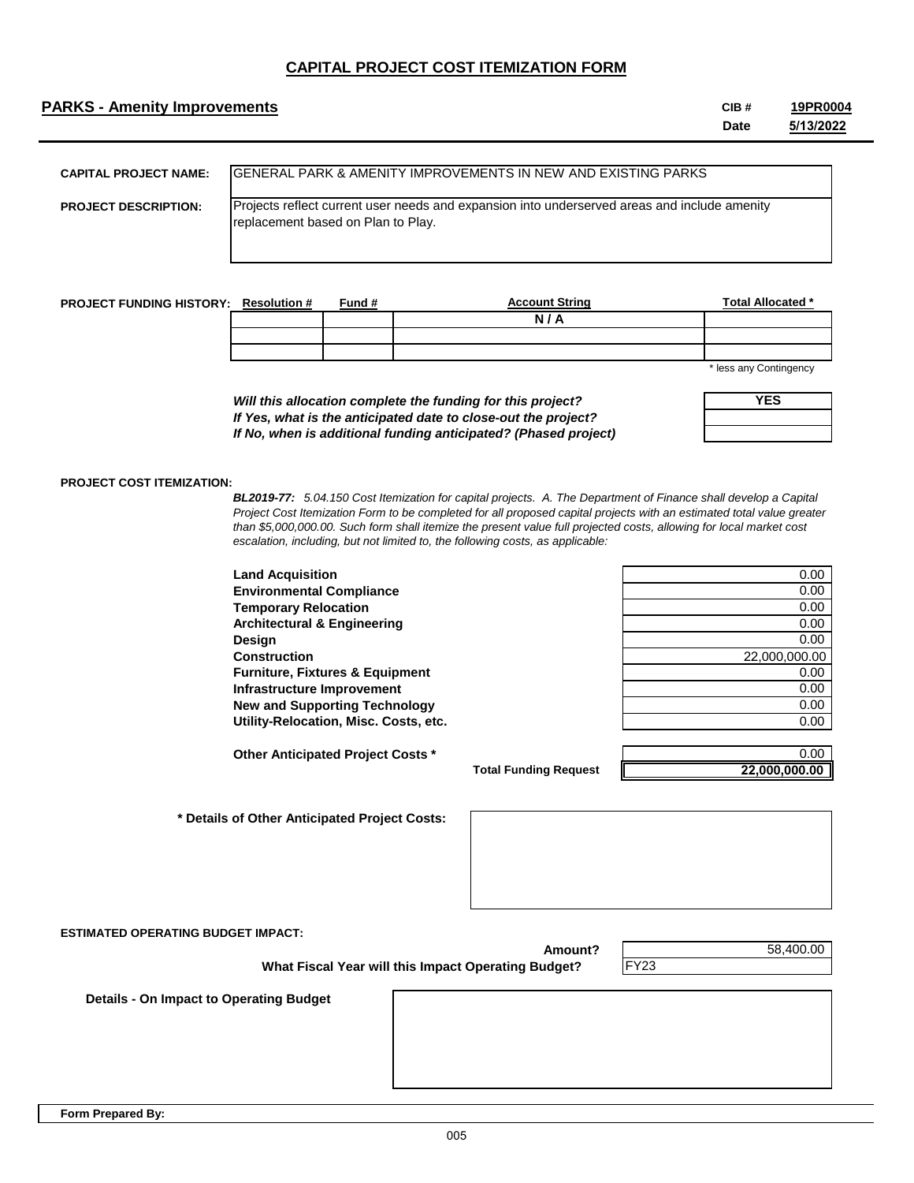# CAPITAL PROJECT COST ITEMIZATION FORM

**PARKS - Amenity Improvements**

**CIB #** 19PR0004
**Date** 5/13/2022

**CAPITAL PROJECT NAME:** GENERAL PARK & AMENITY IMPROVEMENTS IN NEW AND EXISTING PARKS

**PROJECT DESCRIPTION:** Projects reflect current user needs and expansion into underserved areas and include amenity replacement based on Plan to Play.

**PROJECT FUNDING HISTORY:**

| Resolution # | Fund # | Account String | Total Allocated * |
|---|---|---|---|
| | | N / A | |
| | | | |
| | | | |

\* less any Contingency

| | |
|---|---|
| *Will this allocation complete the funding for this project?* | YES |
| *If Yes, what is the anticipated date to close-out the project?* | |
| *If No, when is additional funding anticipated? (Phased project)* | |

**PROJECT COST ITEMIZATION:**

***BL2019-77:*** *5.04.150 Cost Itemization for capital projects. A. The Department of Finance shall develop a Capital Project Cost Itemization Form to be completed for all proposed capital projects with an estimated total value greater than $5,000,000.00. Such form shall itemize the present value full projected costs, allowing for local market cost escalation, including, but not limited to, the following costs, as applicable:*

| | |
|---|---|
| **Land Acquisition** | 0.00 |
| **Environmental Compliance** | 0.00 |
| **Temporary Relocation** | 0.00 |
| **Architectural & Engineering** | 0.00 |
| **Design** | 0.00 |
| **Construction** | 22,000,000.00 |
| **Furniture, Fixtures & Equipment** | 0.00 |
| **Infrastructure Improvement** | 0.00 |
| **New and Supporting Technology** | 0.00 |
| **Utility-Relocation, Misc. Costs, etc.** | 0.00 |
| **Other Anticipated Project Costs *** | 0.00 |
| **Total Funding Request** | **22,000,000.00** |

**\* Details of Other Anticipated Project Costs:**

**ESTIMATED OPERATING BUDGET IMPACT:**

| | |
|---|---|
| **Amount?** | 58,400.00 |
| **What Fiscal Year will this Impact Operating Budget?** | FY23 |

**Details - On Impact to Operating Budget**

**Form Prepared By:**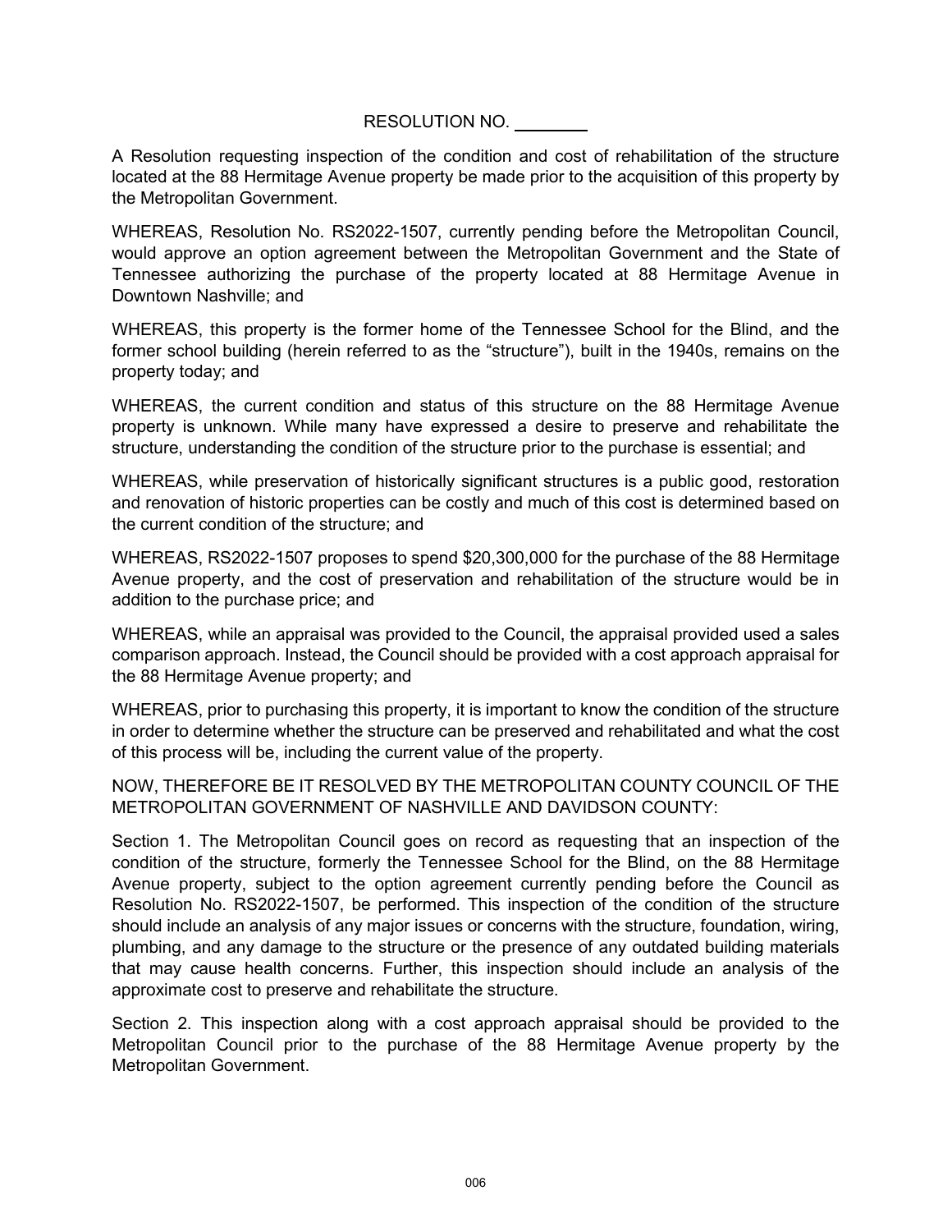RESOLUTION NO. ________

A Resolution requesting inspection of the condition and cost of rehabilitation of the structure located at the 88 Hermitage Avenue property be made prior to the acquisition of this property by the Metropolitan Government.

WHEREAS, Resolution No. RS2022-1507, currently pending before the Metropolitan Council, would approve an option agreement between the Metropolitan Government and the State of Tennessee authorizing the purchase of the property located at 88 Hermitage Avenue in Downtown Nashville; and

WHEREAS, this property is the former home of the Tennessee School for the Blind, and the former school building (herein referred to as the "structure"), built in the 1940s, remains on the property today; and

WHEREAS, the current condition and status of this structure on the 88 Hermitage Avenue property is unknown. While many have expressed a desire to preserve and rehabilitate the structure, understanding the condition of the structure prior to the purchase is essential; and

WHEREAS, while preservation of historically significant structures is a public good, restoration and renovation of historic properties can be costly and much of this cost is determined based on the current condition of the structure; and

WHEREAS, RS2022-1507 proposes to spend $20,300,000 for the purchase of the 88 Hermitage Avenue property, and the cost of preservation and rehabilitation of the structure would be in addition to the purchase price; and

WHEREAS, while an appraisal was provided to the Council, the appraisal provided used a sales comparison approach. Instead, the Council should be provided with a cost approach appraisal for the 88 Hermitage Avenue property; and

WHEREAS, prior to purchasing this property, it is important to know the condition of the structure in order to determine whether the structure can be preserved and rehabilitated and what the cost of this process will be, including the current value of the property.

NOW, THEREFORE BE IT RESOLVED BY THE METROPOLITAN COUNTY COUNCIL OF THE METROPOLITAN GOVERNMENT OF NASHVILLE AND DAVIDSON COUNTY:

Section 1. The Metropolitan Council goes on record as requesting that an inspection of the condition of the structure, formerly the Tennessee School for the Blind, on the 88 Hermitage Avenue property, subject to the option agreement currently pending before the Council as Resolution No. RS2022-1507, be performed. This inspection of the condition of the structure should include an analysis of any major issues or concerns with the structure, foundation, wiring, plumbing, and any damage to the structure or the presence of any outdated building materials that may cause health concerns. Further, this inspection should include an analysis of the approximate cost to preserve and rehabilitate the structure.

Section 2. This inspection along with a cost approach appraisal should be provided to the Metropolitan Council prior to the purchase of the 88 Hermitage Avenue property by the Metropolitan Government.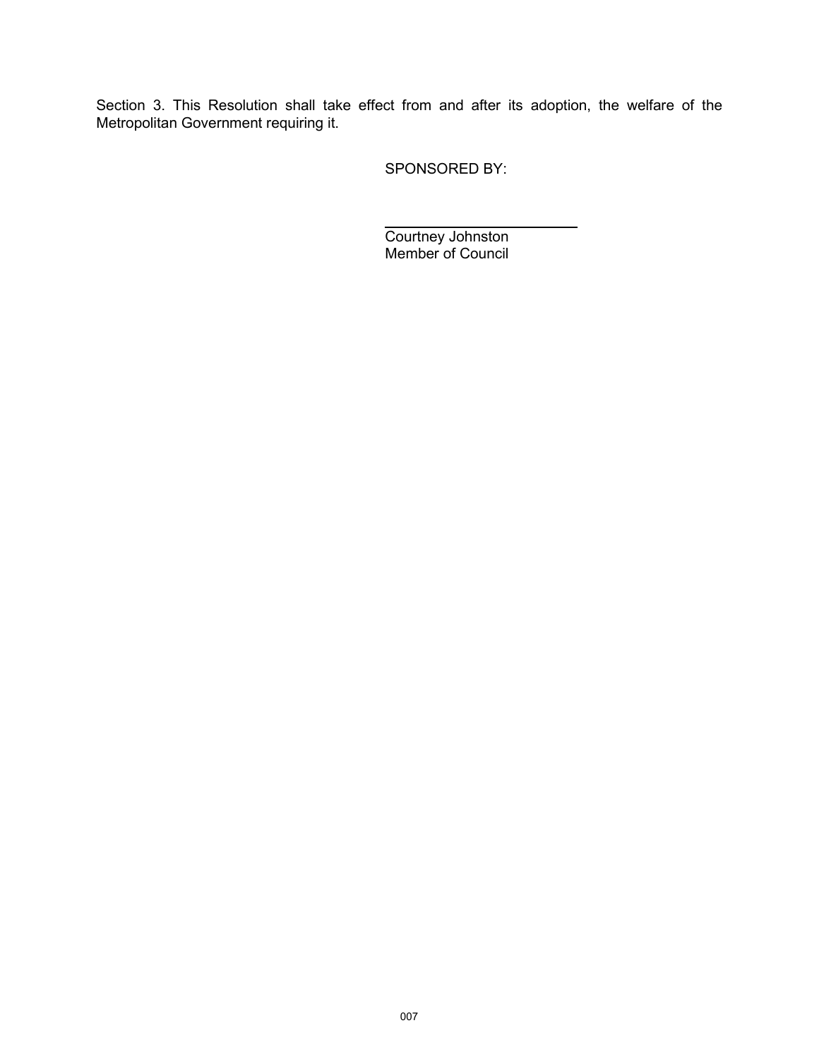Section 3. This Resolution shall take effect from and after its adoption, the welfare of the Metropolitan Government requiring it.

SPONSORED BY:

\_\_\_\_\_\_\_\_\_\_\_\_\_\_\_\_\_\_\_\_\_\_\_\_

Courtney Johnston
Member of Council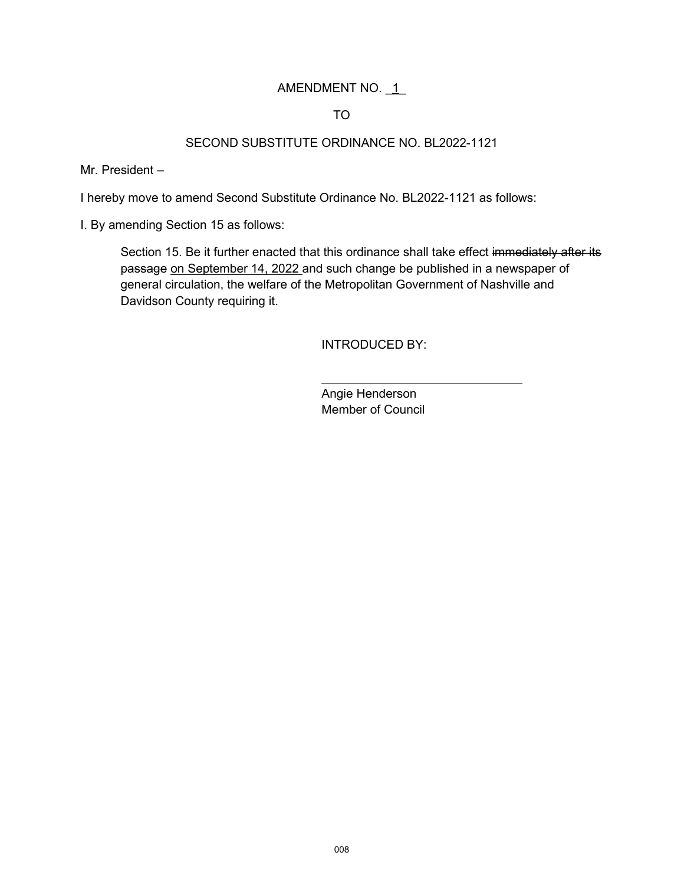AMENDMENT NO. 1

TO

SECOND SUBSTITUTE ORDINANCE NO. BL2022-1121

Mr. President –

I hereby move to amend Second Substitute Ordinance No. BL2022-1121 as follows:

I. By amending Section 15 as follows:

> Section 15. Be it further enacted that this ordinance shall take effect ~~immediately after its passage~~ <u>on September 14, 2022</u> and such change be published in a newspaper of general circulation, the welfare of the Metropolitan Government of Nashville and Davidson County requiring it.

INTRODUCED BY:

Angie Henderson
Member of Council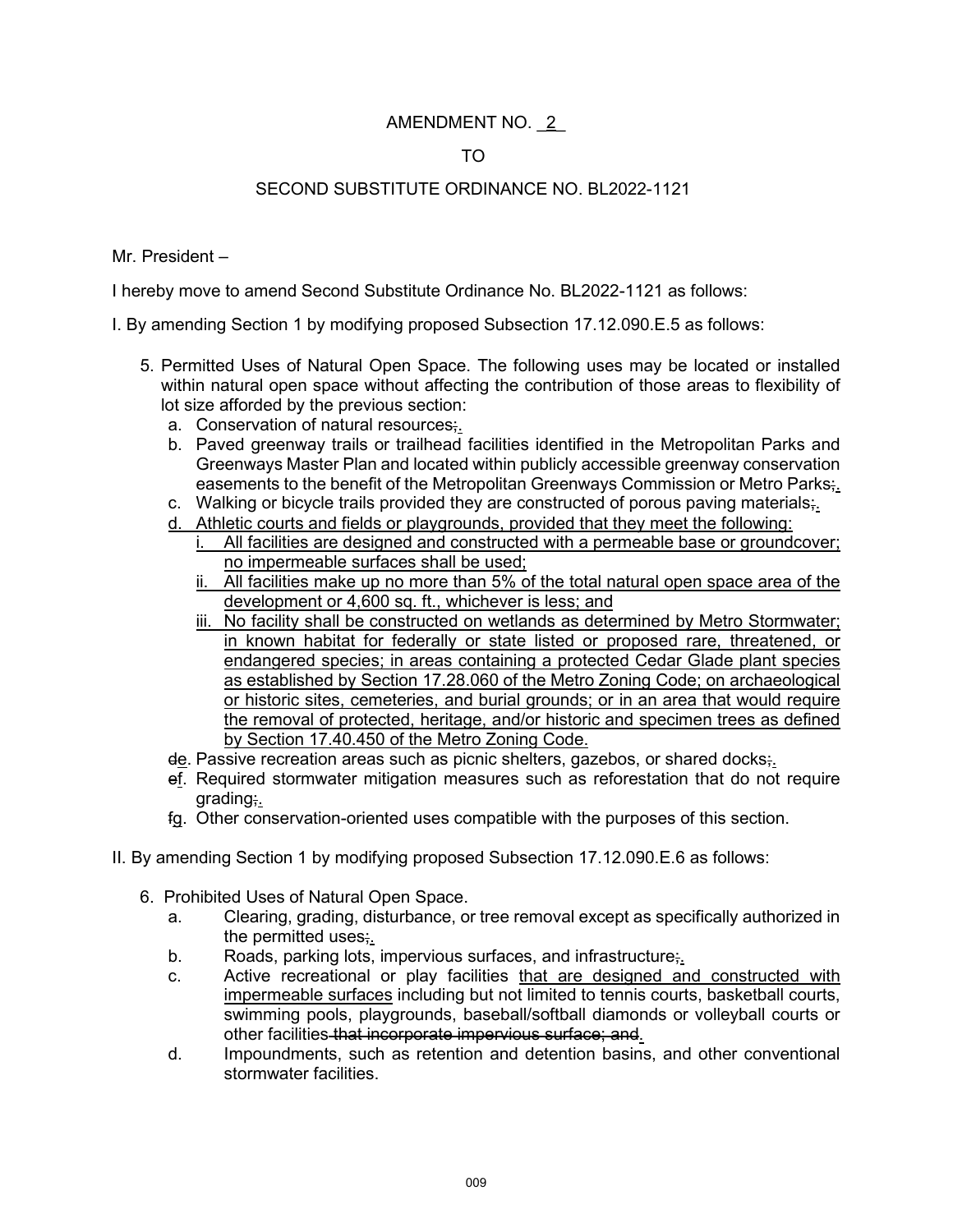AMENDMENT NO. <u>2</u>

TO

SECOND SUBSTITUTE ORDINANCE NO. BL2022-1121

Mr. President –

I hereby move to amend Second Substitute Ordinance No. BL2022-1121 as follows:

I. By amending Section 1 by modifying proposed Subsection 17.12.090.E.5 as follows:

5. Permitted Uses of Natural Open Space. The following uses may be located or installed within natural open space without affecting the contribution of those areas to flexibility of lot size afforded by the previous section:
   - a. Conservation of natural resources~~;~~<u>.</u>
   - b. Paved greenway trails or trailhead facilities identified in the Metropolitan Parks and Greenways Master Plan and located within publicly accessible greenway conservation easements to the benefit of the Metropolitan Greenways Commission or Metro Parks~~;~~<u>.</u>
   - c. Walking or bicycle trails provided they are constructed of porous paving materials~~;~~<u>.</u>
   - <u>d. Athletic courts and fields or playgrounds, provided that they meet the following:</u>
     - <u>i. All facilities are designed and constructed with a permeable base or groundcover; no impermeable surfaces shall be used;</u>
     - <u>ii. All facilities make up no more than 5% of the total natural open space area of the development or 4,600 sq. ft., whichever is less; and</u>
     - <u>iii. No facility shall be constructed on wetlands as determined by Metro Stormwater; in known habitat for federally or state listed or proposed rare, threatened, or endangered species; in areas containing a protected Cedar Glade plant species as established by Section 17.28.060 of the Metro Zoning Code; on archaeological or historic sites, cemeteries, and burial grounds; or in an area that would require the removal of protected, heritage, and/or historic and specimen trees as defined by Section 17.40.450 of the Metro Zoning Code.</u>
   - ~~d~~<u>e</u>. Passive recreation areas such as picnic shelters, gazebos, or shared docks~~;~~<u>.</u>
   - ~~e~~<u>f</u>. Required stormwater mitigation measures such as reforestation that do not require grading~~;~~<u>.</u>
   - ~~f~~<u>g</u>. Other conservation-oriented uses compatible with the purposes of this section.

II. By amending Section 1 by modifying proposed Subsection 17.12.090.E.6 as follows:

6. Prohibited Uses of Natural Open Space.
   - a. Clearing, grading, disturbance, or tree removal except as specifically authorized in the permitted uses~~;~~<u>.</u>
   - b. Roads, parking lots, impervious surfaces, and infrastructure~~;~~<u>.</u>
   - c. Active recreational or play facilities <u>that are designed and constructed with impermeable surfaces</u> including but not limited to tennis courts, basketball courts, swimming pools, playgrounds, baseball/softball diamonds or volleyball courts or other facilities~~ that incorporate impervious surface; and~~<u>.</u>
   - d. Impoundments, such as retention and detention basins, and other conventional stormwater facilities.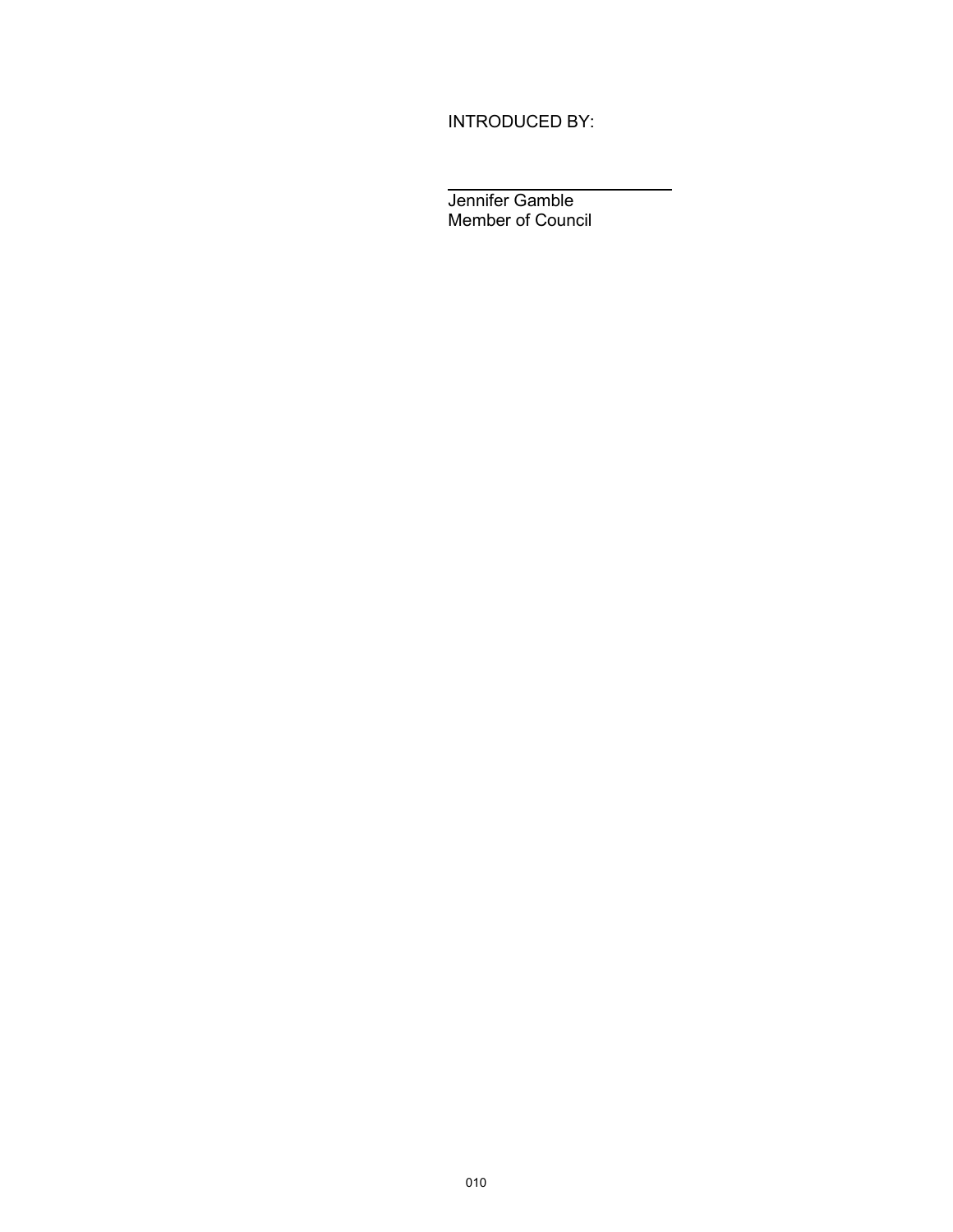INTRODUCED BY:

\_\_\_\_\_\_\_\_\_\_\_\_\_\_\_\_\_\_\_\_\_\_\_\_\_\_

Jennifer Gamble
Member of Council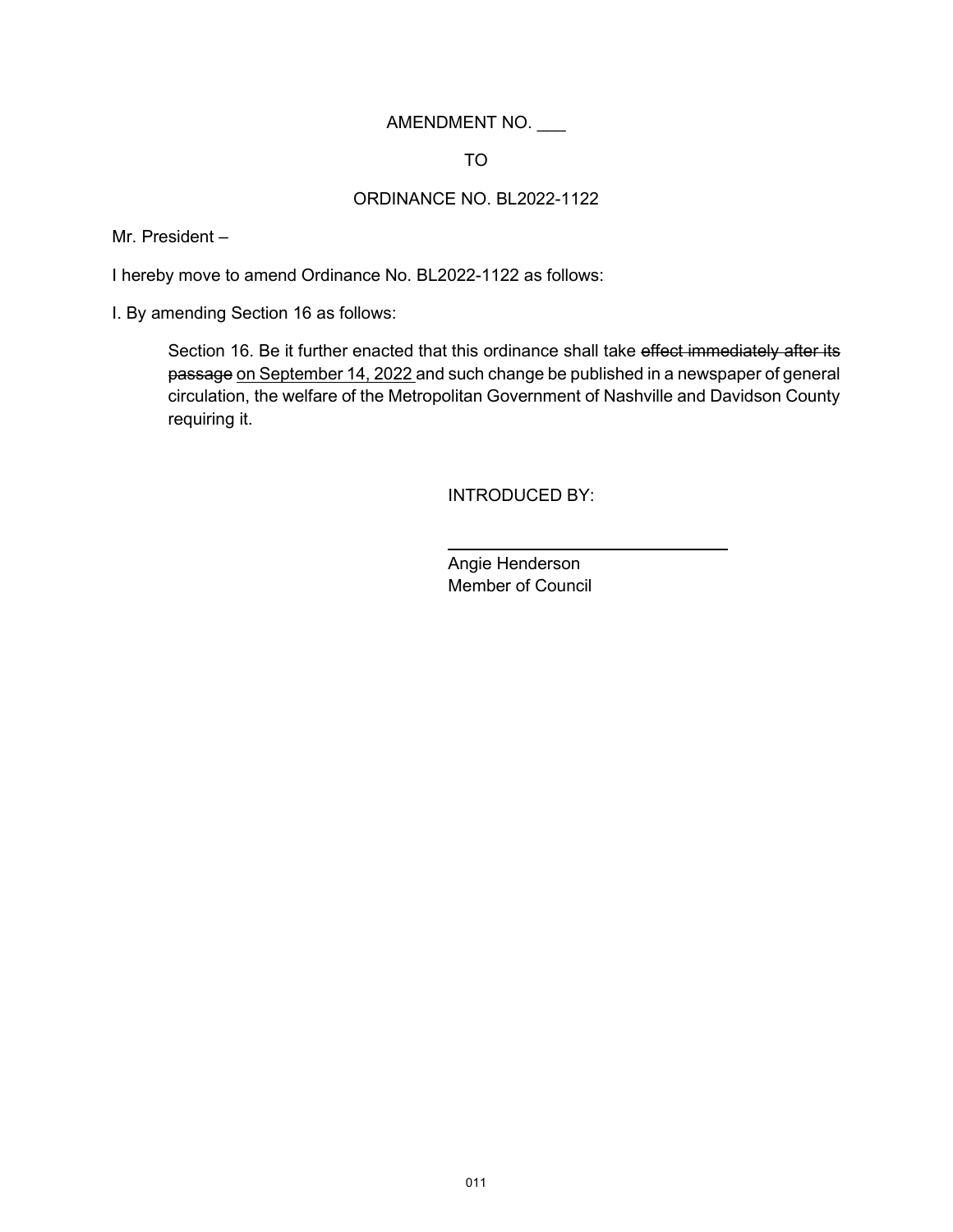AMENDMENT NO. ___

TO

ORDINANCE NO. BL2022-1122

Mr. President –

I hereby move to amend Ordinance No. BL2022-1122 as follows:

I. By amending Section 16 as follows:

> Section 16. Be it further enacted that this ordinance shall take ~~effect immediately after its passage~~ <u>on September 14, 2022</u> and such change be published in a newspaper of general circulation, the welfare of the Metropolitan Government of Nashville and Davidson County requiring it.

INTRODUCED BY:

\_\_\_\_\_\_\_\_\_\_\_\_\_\_\_\_\_\_\_\_\_\_\_\_\_\_\_\_\_\_

Angie Henderson
Member of Council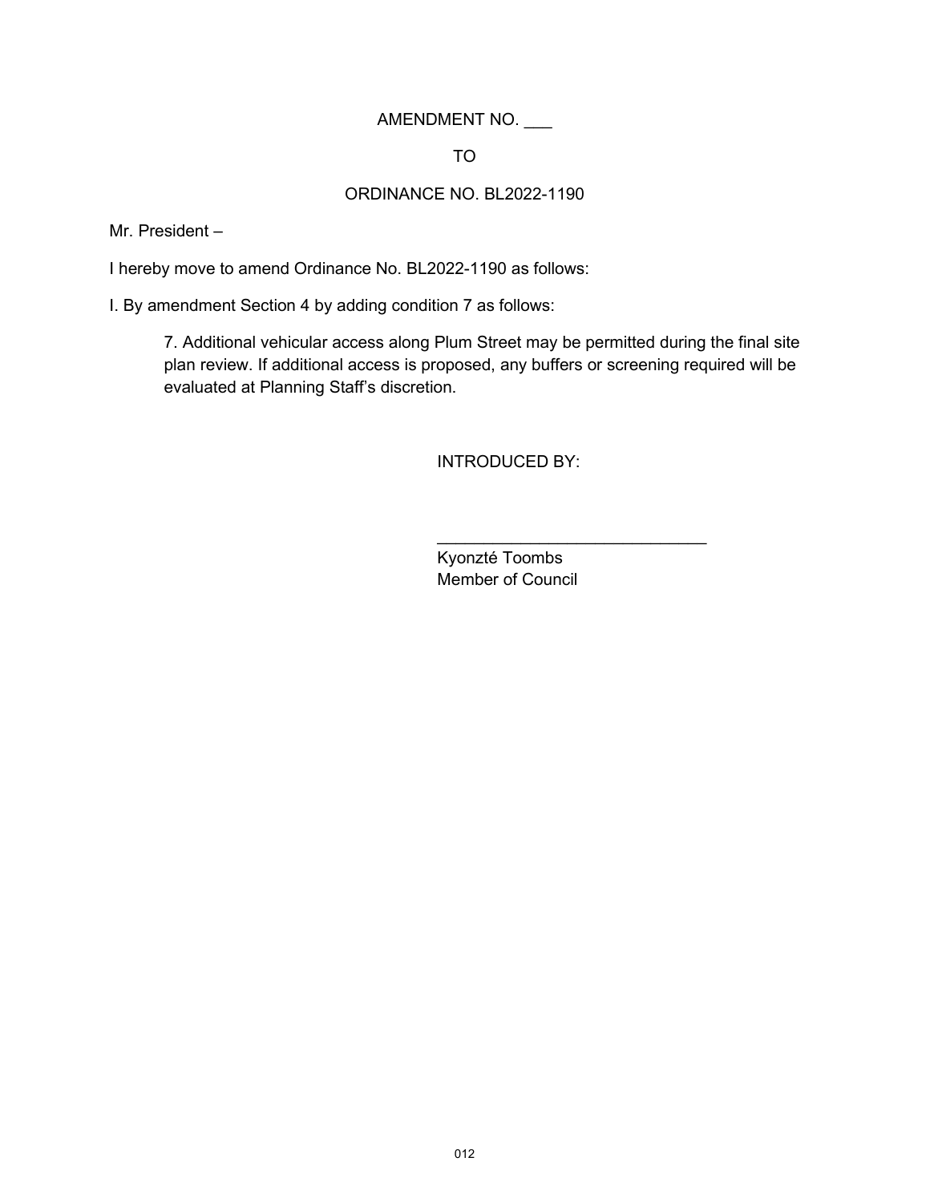AMENDMENT NO. ___

TO

ORDINANCE NO. BL2022-1190

Mr. President –

I hereby move to amend Ordinance No. BL2022-1190 as follows:

I. By amendment Section 4 by adding condition 7 as follows:

> 7. Additional vehicular access along Plum Street may be permitted during the final site plan review. If additional access is proposed, any buffers or screening required will be evaluated at Planning Staff's discretion.

INTRODUCED BY:

_____________________________

Kyonzté Toombs
Member of Council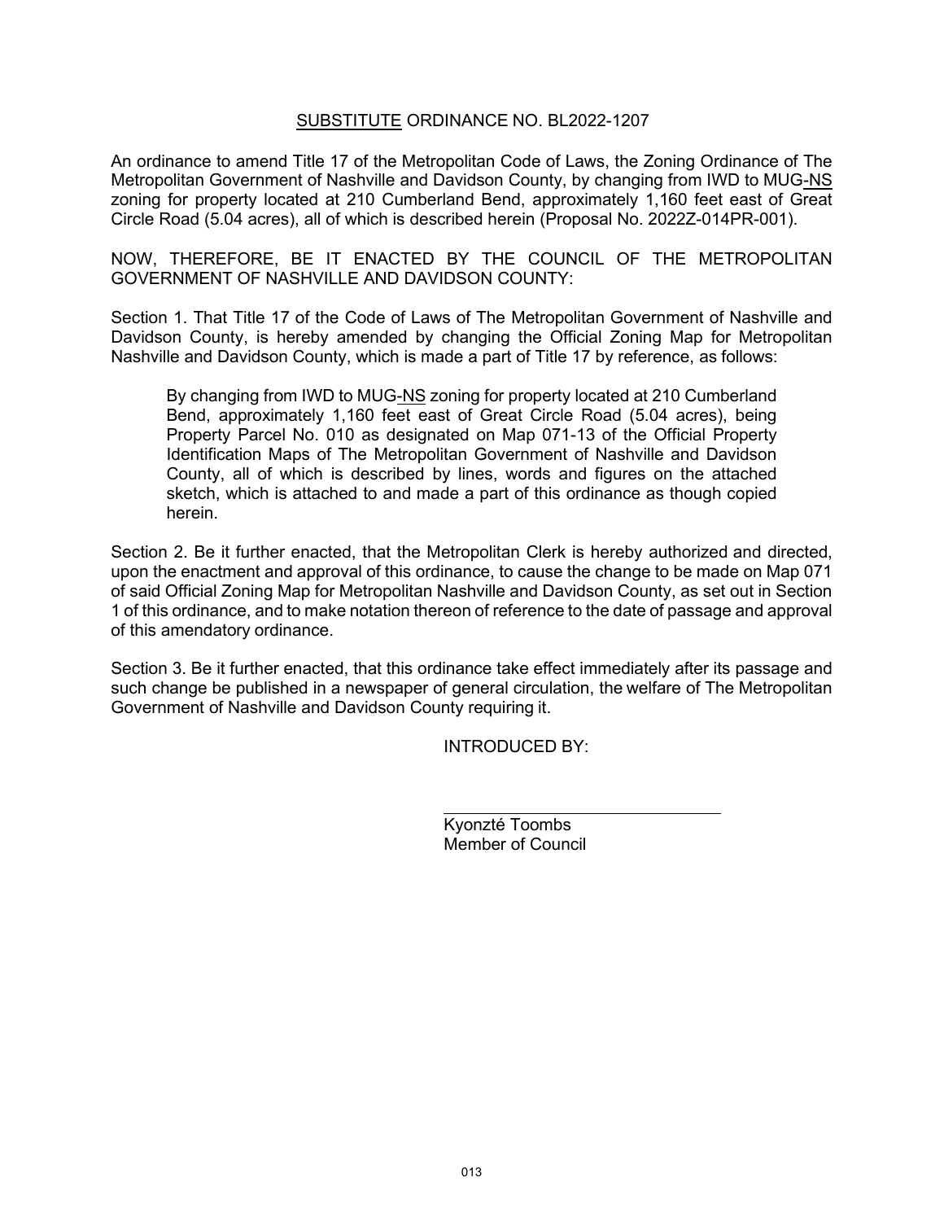<u>SUBSTITUTE</u> ORDINANCE NO. BL2022-1207

An ordinance to amend Title 17 of the Metropolitan Code of Laws, the Zoning Ordinance of The Metropolitan Government of Nashville and Davidson County, by changing from IWD to MUG-<u>NS</u> zoning for property located at 210 Cumberland Bend, approximately 1,160 feet east of Great Circle Road (5.04 acres), all of which is described herein (Proposal No. 2022Z-014PR-001).

NOW, THEREFORE, BE IT ENACTED BY THE COUNCIL OF THE METROPOLITAN GOVERNMENT OF NASHVILLE AND DAVIDSON COUNTY:

Section 1. That Title 17 of the Code of Laws of The Metropolitan Government of Nashville and Davidson County, is hereby amended by changing the Official Zoning Map for Metropolitan Nashville and Davidson County, which is made a part of Title 17 by reference, as follows:

> By changing from IWD to MUG-<u>NS</u> zoning for property located at 210 Cumberland Bend, approximately 1,160 feet east of Great Circle Road (5.04 acres), being Property Parcel No. 010 as designated on Map 071-13 of the Official Property Identification Maps of The Metropolitan Government of Nashville and Davidson County, all of which is described by lines, words and figures on the attached sketch, which is attached to and made a part of this ordinance as though copied herein.

Section 2. Be it further enacted, that the Metropolitan Clerk is hereby authorized and directed, upon the enactment and approval of this ordinance, to cause the change to be made on Map 071 of said Official Zoning Map for Metropolitan Nashville and Davidson County, as set out in Section 1 of this ordinance, and to make notation thereon of reference to the date of passage and approval of this amendatory ordinance.

Section 3. Be it further enacted, that this ordinance take effect immediately after its passage and such change be published in a newspaper of general circulation, the welfare of The Metropolitan Government of Nashville and Davidson County requiring it.

INTRODUCED BY:

Kyonzté Toombs
Member of Council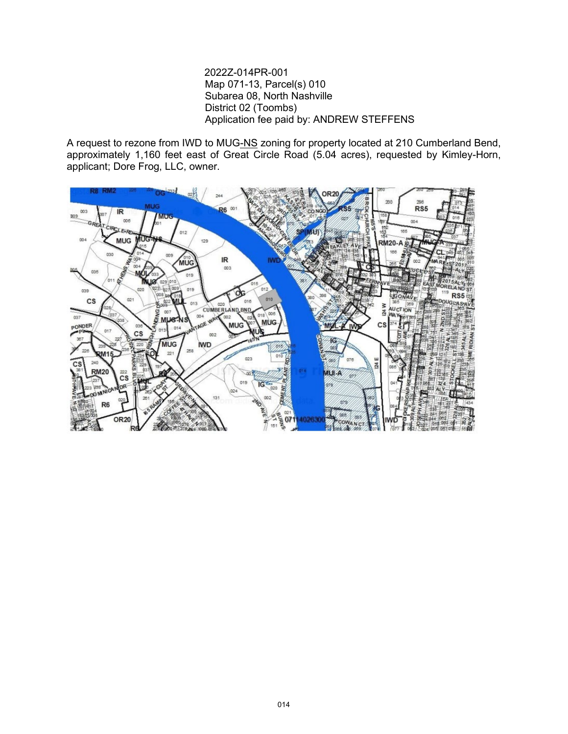2022Z-014PR-001
Map 071-13, Parcel(s) 010
Subarea 08, North Nashville
District 02 (Toombs)
Application fee paid by: ANDREW STEFFENS

A request to rezone from IWD to MUG-NS zoning for property located at 210 Cumberland Bend, approximately 1,160 feet east of Great Circle Road (5.04 acres), requested by Kimley-Horn, applicant; Dore Frog, LLC, owner.